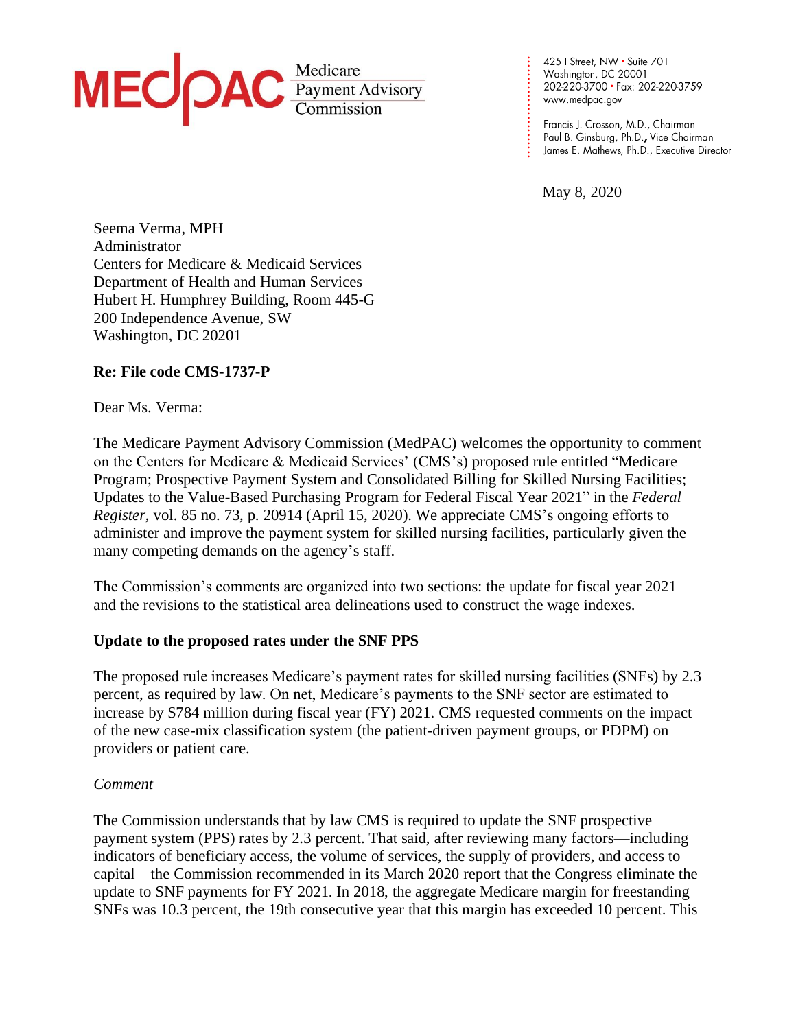MEDPAC Medicare Payment Advisory Commission

425 I Street, NW • Suite 701
Washington, DC 20001
202-220-3700 • Fax: 202-220-3759
www.medpac.gov

Francis J. Crosson, M.D., Chairman
Paul B. Ginsburg, Ph.D., Vice Chairman
James E. Mathews, Ph.D., Executive Director

May 8, 2020

Seema Verma, MPH
Administrator
Centers for Medicare & Medicaid Services
Department of Health and Human Services
Hubert H. Humphrey Building, Room 445-G
200 Independence Avenue, SW
Washington, DC 20201

**Re: File code CMS-1737-P**

Dear Ms. Verma:

The Medicare Payment Advisory Commission (MedPAC) welcomes the opportunity to comment on the Centers for Medicare & Medicaid Services' (CMS's) proposed rule entitled "Medicare Program; Prospective Payment System and Consolidated Billing for Skilled Nursing Facilities; Updates to the Value-Based Purchasing Program for Federal Fiscal Year 2021" in the *Federal Register*, vol. 85 no. 73, p. 20914 (April 15, 2020). We appreciate CMS's ongoing efforts to administer and improve the payment system for skilled nursing facilities, particularly given the many competing demands on the agency's staff.

The Commission's comments are organized into two sections: the update for fiscal year 2021 and the revisions to the statistical area delineations used to construct the wage indexes.

**Update to the proposed rates under the SNF PPS**

The proposed rule increases Medicare's payment rates for skilled nursing facilities (SNFs) by 2.3 percent, as required by law. On net, Medicare's payments to the SNF sector are estimated to increase by $784 million during fiscal year (FY) 2021. CMS requested comments on the impact of the new case-mix classification system (the patient-driven payment groups, or PDPM) on providers or patient care.

*Comment*

The Commission understands that by law CMS is required to update the SNF prospective payment system (PPS) rates by 2.3 percent. That said, after reviewing many factors—including indicators of beneficiary access, the volume of services, the supply of providers, and access to capital—the Commission recommended in its March 2020 report that the Congress eliminate the update to SNF payments for FY 2021. In 2018, the aggregate Medicare margin for freestanding SNFs was 10.3 percent, the 19th consecutive year that this margin has exceeded 10 percent. This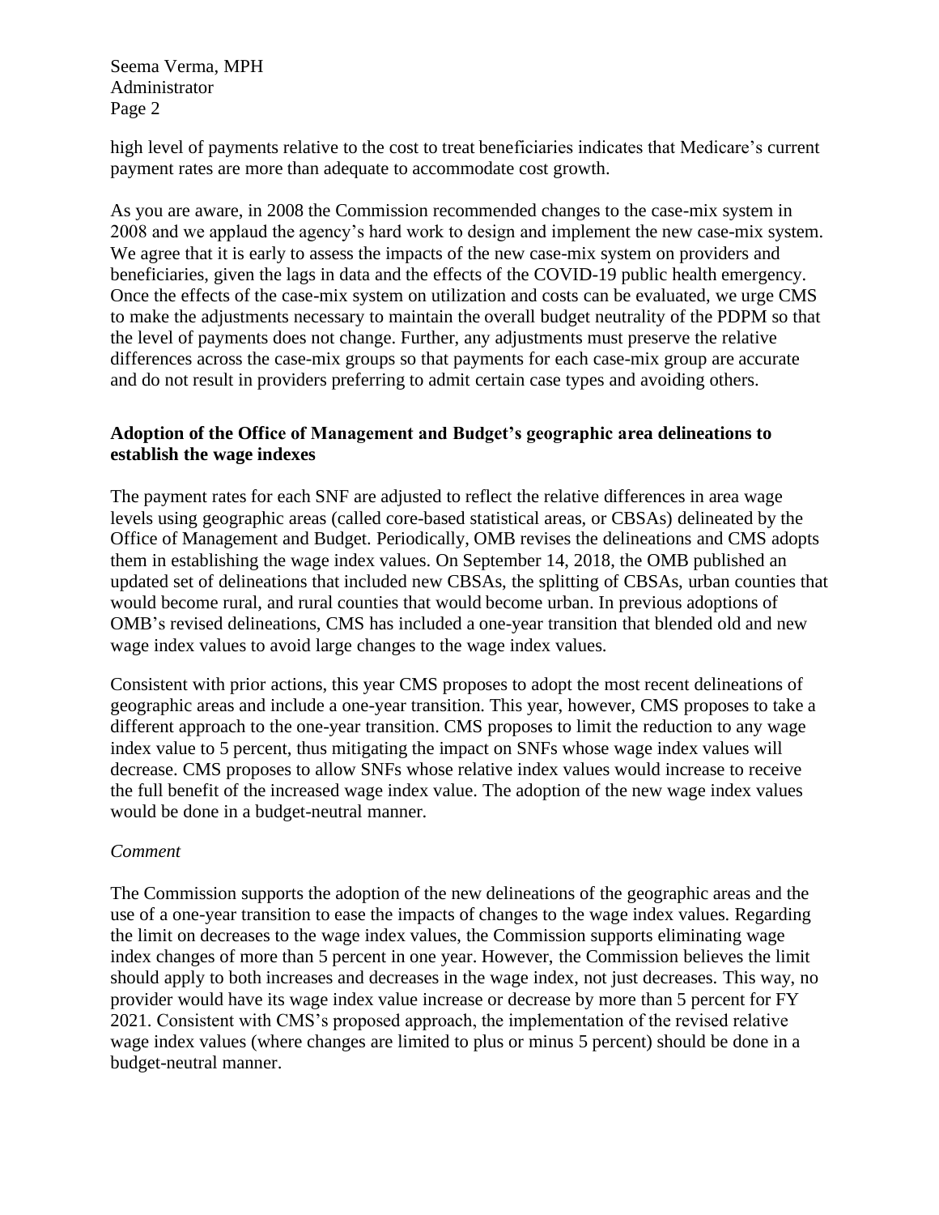high level of payments relative to the cost to treat beneficiaries indicates that Medicare's current payment rates are more than adequate to accommodate cost growth.

As you are aware, in 2008 the Commission recommended changes to the case-mix system in 2008 and we applaud the agency's hard work to design and implement the new case-mix system. We agree that it is early to assess the impacts of the new case-mix system on providers and beneficiaries, given the lags in data and the effects of the COVID-19 public health emergency. Once the effects of the case-mix system on utilization and costs can be evaluated, we urge CMS to make the adjustments necessary to maintain the overall budget neutrality of the PDPM so that the level of payments does not change. Further, any adjustments must preserve the relative differences across the case-mix groups so that payments for each case-mix group are accurate and do not result in providers preferring to admit certain case types and avoiding others.

**Adoption of the Office of Management and Budget's geographic area delineations to establish the wage indexes**

The payment rates for each SNF are adjusted to reflect the relative differences in area wage levels using geographic areas (called core-based statistical areas, or CBSAs) delineated by the Office of Management and Budget. Periodically, OMB revises the delineations and CMS adopts them in establishing the wage index values. On September 14, 2018, the OMB published an updated set of delineations that included new CBSAs, the splitting of CBSAs, urban counties that would become rural, and rural counties that would become urban. In previous adoptions of OMB's revised delineations, CMS has included a one-year transition that blended old and new wage index values to avoid large changes to the wage index values.

Consistent with prior actions, this year CMS proposes to adopt the most recent delineations of geographic areas and include a one-year transition. This year, however, CMS proposes to take a different approach to the one-year transition. CMS proposes to limit the reduction to any wage index value to 5 percent, thus mitigating the impact on SNFs whose wage index values will decrease. CMS proposes to allow SNFs whose relative index values would increase to receive the full benefit of the increased wage index value. The adoption of the new wage index values would be done in a budget-neutral manner.

*Comment*

The Commission supports the adoption of the new delineations of the geographic areas and the use of a one-year transition to ease the impacts of changes to the wage index values. Regarding the limit on decreases to the wage index values, the Commission supports eliminating wage index changes of more than 5 percent in one year. However, the Commission believes the limit should apply to both increases and decreases in the wage index, not just decreases. This way, no provider would have its wage index value increase or decrease by more than 5 percent for FY 2021. Consistent with CMS's proposed approach, the implementation of the revised relative wage index values (where changes are limited to plus or minus 5 percent) should be done in a budget-neutral manner.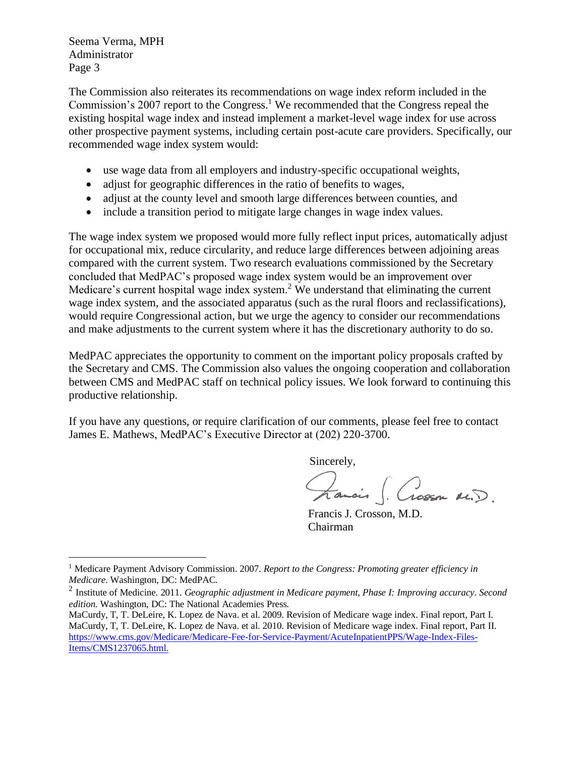Seema Verma, MPH
Administrator

The Commission also reiterates its recommendations on wage index reform included in the Commission's 2007 report to the Congress.[1] We recommended that the Congress repeal the existing hospital wage index and instead implement a market-level wage index for use across other prospective payment systems, including certain post-acute care providers. Specifically, our recommended wage index system would:

- use wage data from all employers and industry-specific occupational weights,
- adjust for geographic differences in the ratio of benefits to wages,
- adjust at the county level and smooth large differences between counties, and
- include a transition period to mitigate large changes in wage index values.

The wage index system we proposed would more fully reflect input prices, automatically adjust for occupational mix, reduce circularity, and reduce large differences between adjoining areas compared with the current system. Two research evaluations commissioned by the Secretary concluded that MedPAC's proposed wage index system would be an improvement over Medicare's current hospital wage index system.[2] We understand that eliminating the current wage index system, and the associated apparatus (such as the rural floors and reclassifications), would require Congressional action, but we urge the agency to consider our recommendations and make adjustments to the current system where it has the discretionary authority to do so.

MedPAC appreciates the opportunity to comment on the important policy proposals crafted by the Secretary and CMS. The Commission also values the ongoing cooperation and collaboration between CMS and MedPAC staff on technical policy issues. We look forward to continuing this productive relationship.

If you have any questions, or require clarification of our comments, please feel free to contact James E. Mathews, MedPAC's Executive Director at (202) 220-3700.

Sincerely,

Francis J. Crosson, M.D.
Chairman

---

[1] Medicare Payment Advisory Commission. 2007. *Report to the Congress: Promoting greater efficiency in Medicare.* Washington, DC: MedPAC.

[2] Institute of Medicine. 2011. *Geographic adjustment in Medicare payment, Phase I: Improving accuracy. Second edition.* Washington, DC: The National Academies Press.
MaCurdy, T, T. DeLeire, K. Lopez de Nava. et al. 2009. Revision of Medicare wage index. Final report, Part I.
MaCurdy, T, T. DeLeire, K. Lopez de Nava. et al. 2010. Revision of Medicare wage index. Final report, Part II.
https://www.cms.gov/Medicare/Medicare-Fee-for-Service-Payment/AcuteInpatientPPS/Wage-Index-Files-Items/CMS1237065.html.